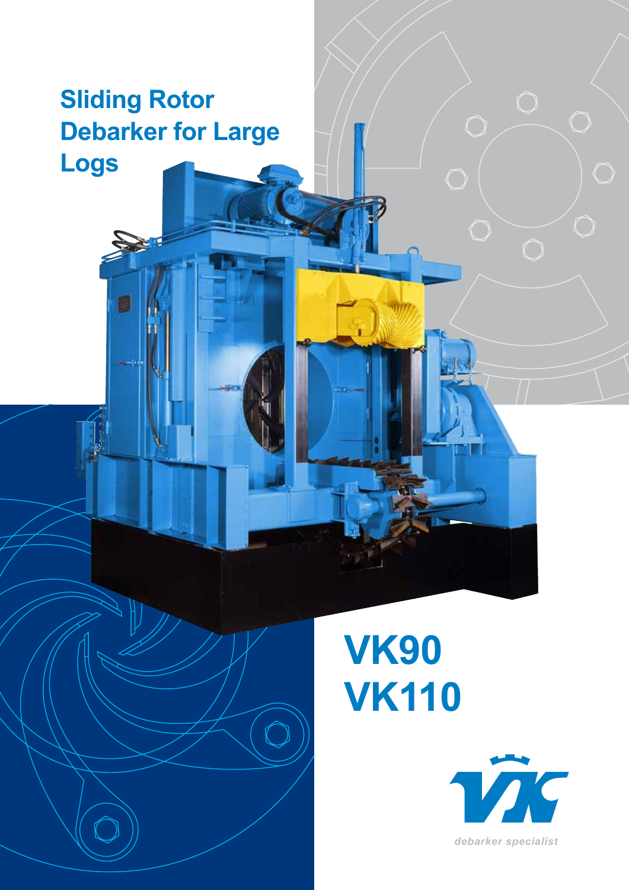# Sliding Rotor Debarker for Large Logs

# VK90
# VK110

debarker specialist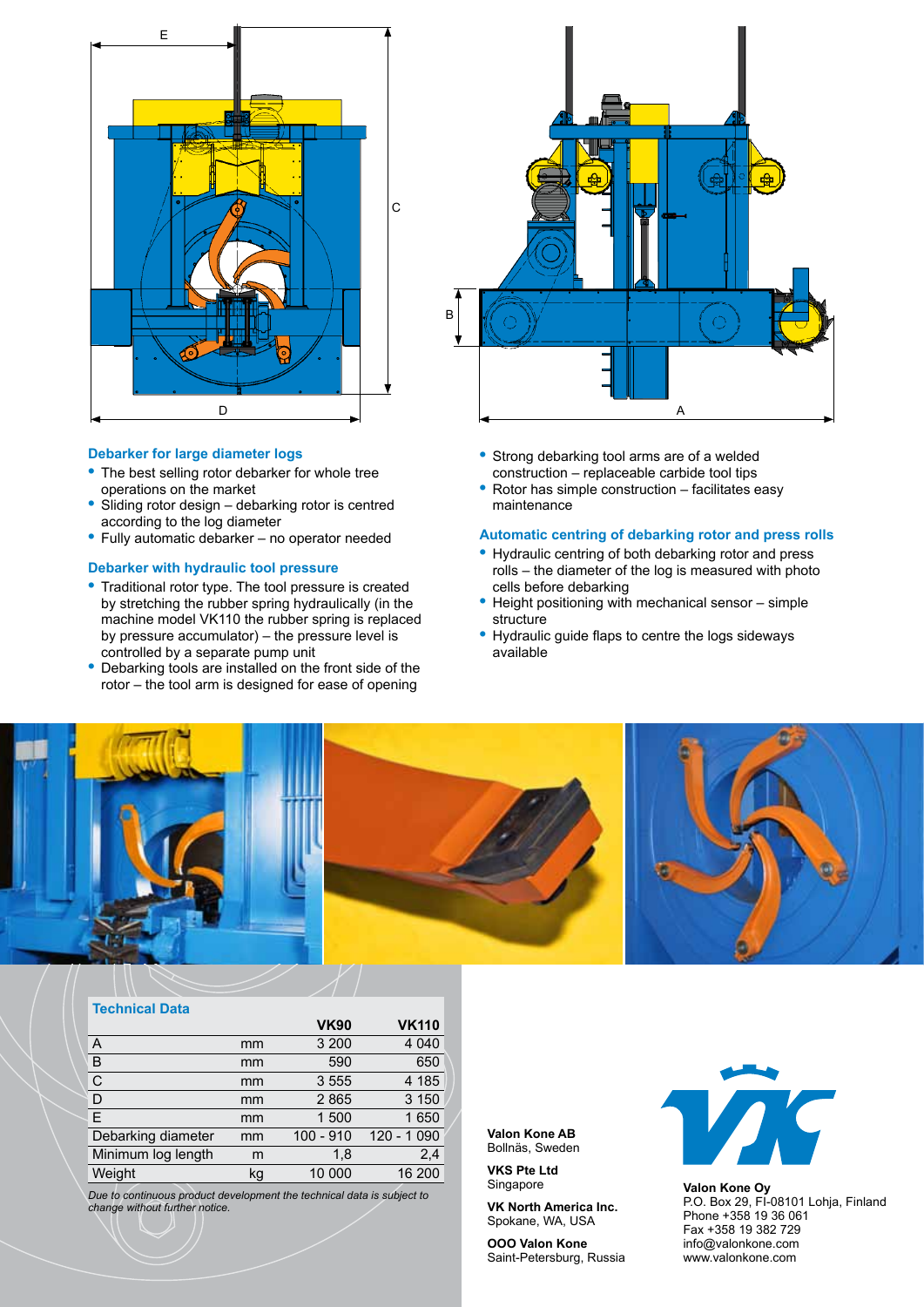E

C

D

B

A

### Debarker for large diameter logs

- The best selling rotor debarker for whole tree operations on the market
- Sliding rotor design – debarking rotor is centred according to the log diameter
- Fully automatic debarker – no operator needed

### Debarker with hydraulic tool pressure

- Traditional rotor type. The tool pressure is created by stretching the rubber spring hydraulically (in the machine model VK110 the rubber spring is replaced by pressure accumulator) – the pressure level is controlled by a separate pump unit
- Debarking tools are installed on the front side of the rotor – the tool arm is designed for ease of opening
- Strong debarking tool arms are of a welded construction – replaceable carbide tool tips
- Rotor has simple construction – facilitates easy maintenance

### Automatic centring of debarking rotor and press rolls

- Hydraulic centring of both debarking rotor and press rolls – the diameter of the log is measured with photo cells before debarking
- Height positioning with mechanical sensor – simple structure
- Hydraulic guide flaps to centre the logs sideways available

### Technical Data

| | | VK90 | VK110 |
|---|---|---|---|
| A | mm | 3 200 | 4 040 |
| B | mm | 590 | 650 |
| C | mm | 3 555 | 4 185 |
| D | mm | 2 865 | 3 150 |
| E | mm | 1 500 | 1 650 |
| Debarking diameter | mm | 100 - 910 | 120 - 1 090 |
| Minimum log length | m | 1,8 | 2,4 |
| Weight | kg | 10 000 | 16 200 |

*Due to continuous product development the technical data is subject to change without further notice.*

**Valon Kone AB**
Bollnäs, Sweden

**VKS Pte Ltd**
Singapore

**VK North America Inc.**
Spokane, WA, USA

**OOO Valon Kone**
Saint-Petersburg, Russia

**Valon Kone Oy**
P.O. Box 29, FI-08101 Lohja, Finland
Phone +358 19 36 061
Fax +358 19 382 729
info@valonkone.com
www.valonkone.com